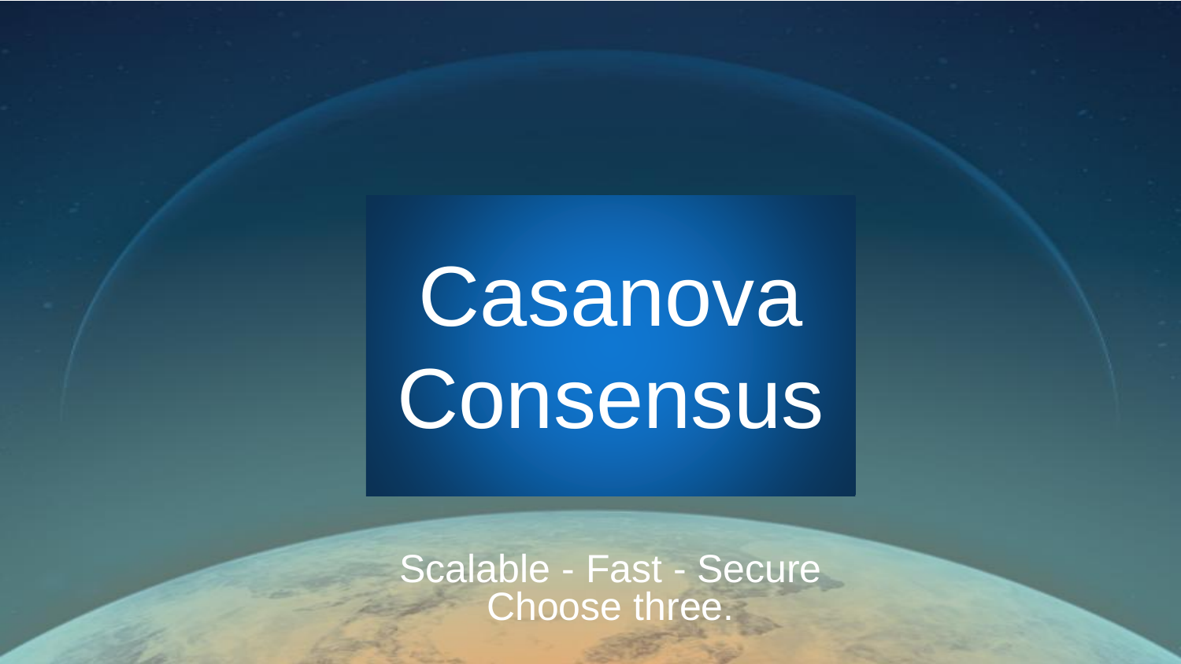# Casanova Consensus

Scalable - Fast - Secure
Choose three.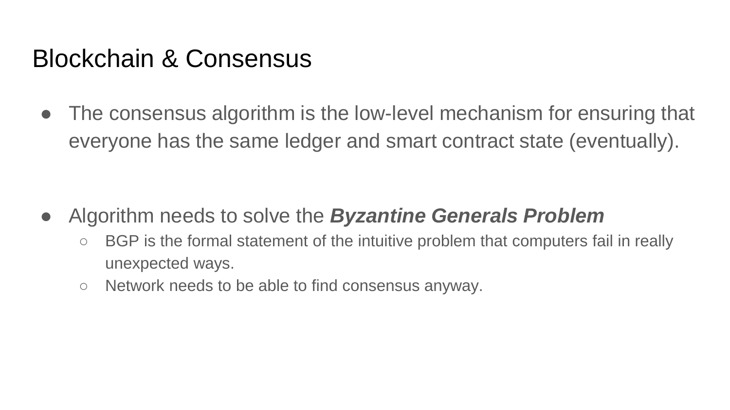# Blockchain & Consensus

- The consensus algorithm is the low-level mechanism for ensuring that everyone has the same ledger and smart contract state (eventually).

- Algorithm needs to solve the ***Byzantine Generals Problem***
  - BGP is the formal statement of the intuitive problem that computers fail in really unexpected ways.
  - Network needs to be able to find consensus anyway.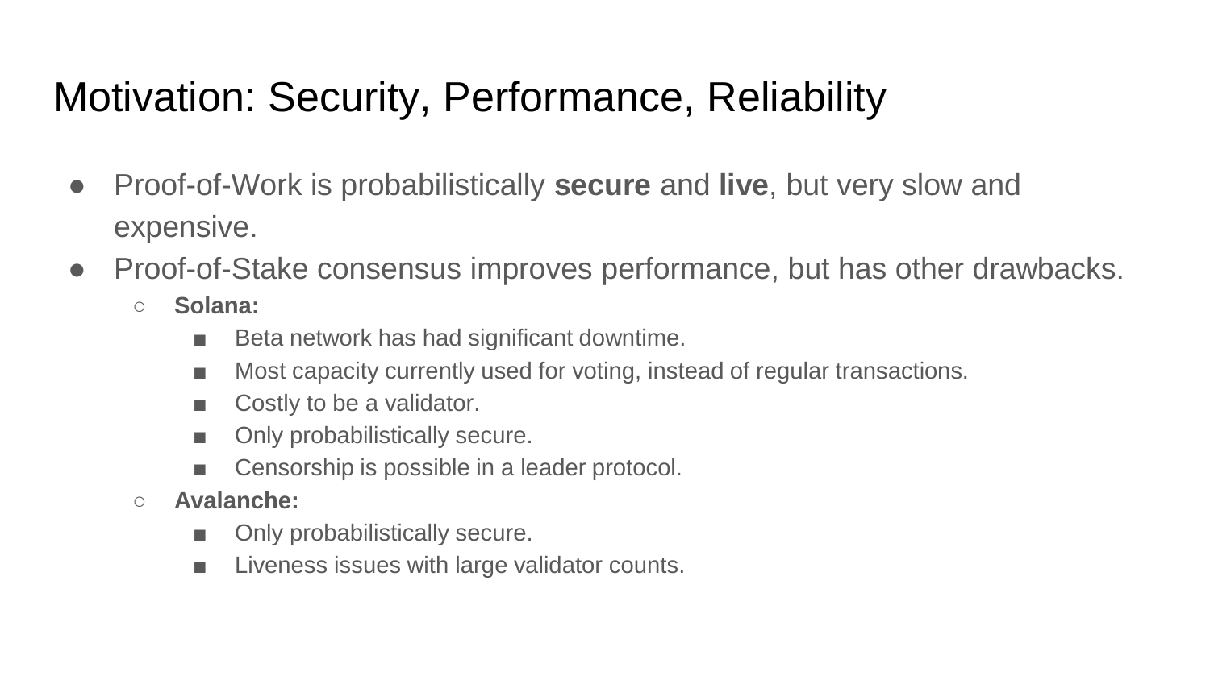# Motivation: Security, Performance, Reliability

- Proof-of-Work is probabilistically **secure** and **live**, but very slow and expensive.
- Proof-of-Stake consensus improves performance, but has other drawbacks.
  - **Solana:**
    - Beta network has had significant downtime.
    - Most capacity currently used for voting, instead of regular transactions.
    - Costly to be a validator.
    - Only probabilistically secure.
    - Censorship is possible in a leader protocol.
  - **Avalanche:**
    - Only probabilistically secure.
    - Liveness issues with large validator counts.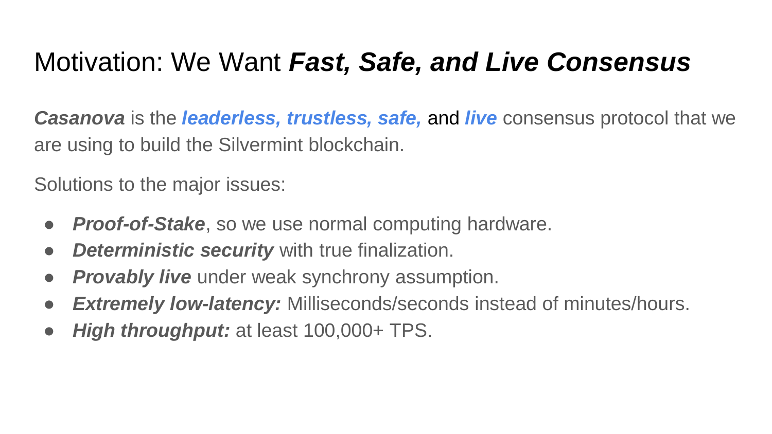# Motivation: We Want ***Fast, Safe, and Live Consensus***

***Casanova*** is the ***leaderless, trustless, safe,*** and ***live*** consensus protocol that we are using to build the Silvermint blockchain.

Solutions to the major issues:

- ***Proof-of-Stake***, so we use normal computing hardware.
- ***Deterministic security*** with true finalization.
- ***Provably live*** under weak synchrony assumption.
- ***Extremely low-latency:*** Milliseconds/seconds instead of minutes/hours.
- ***High throughput:*** at least 100,000+ TPS.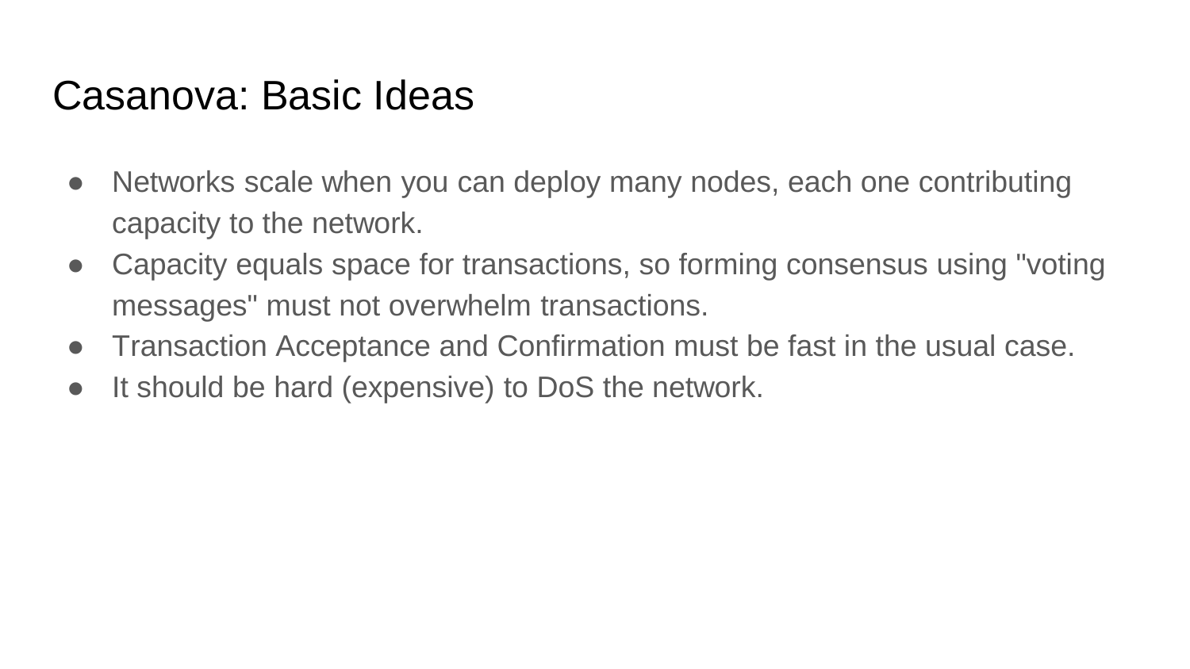# Casanova: Basic Ideas

- Networks scale when you can deploy many nodes, each one contributing capacity to the network.
- Capacity equals space for transactions, so forming consensus using "voting messages" must not overwhelm transactions.
- Transaction Acceptance and Confirmation must be fast in the usual case.
- It should be hard (expensive) to DoS the network.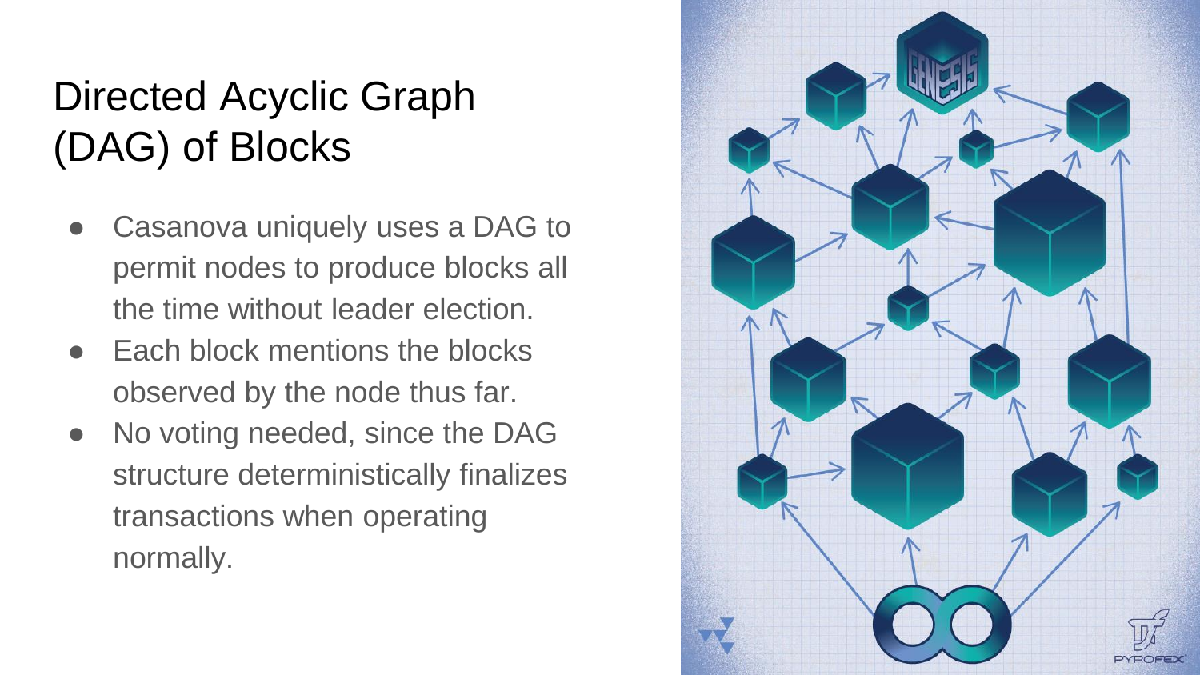# Directed Acyclic Graph (DAG) of Blocks

- Casanova uniquely uses a DAG to permit nodes to produce blocks all the time without leader election.
- Each block mentions the blocks observed by the node thus far.
- No voting needed, since the DAG structure deterministically finalizes transactions when operating normally.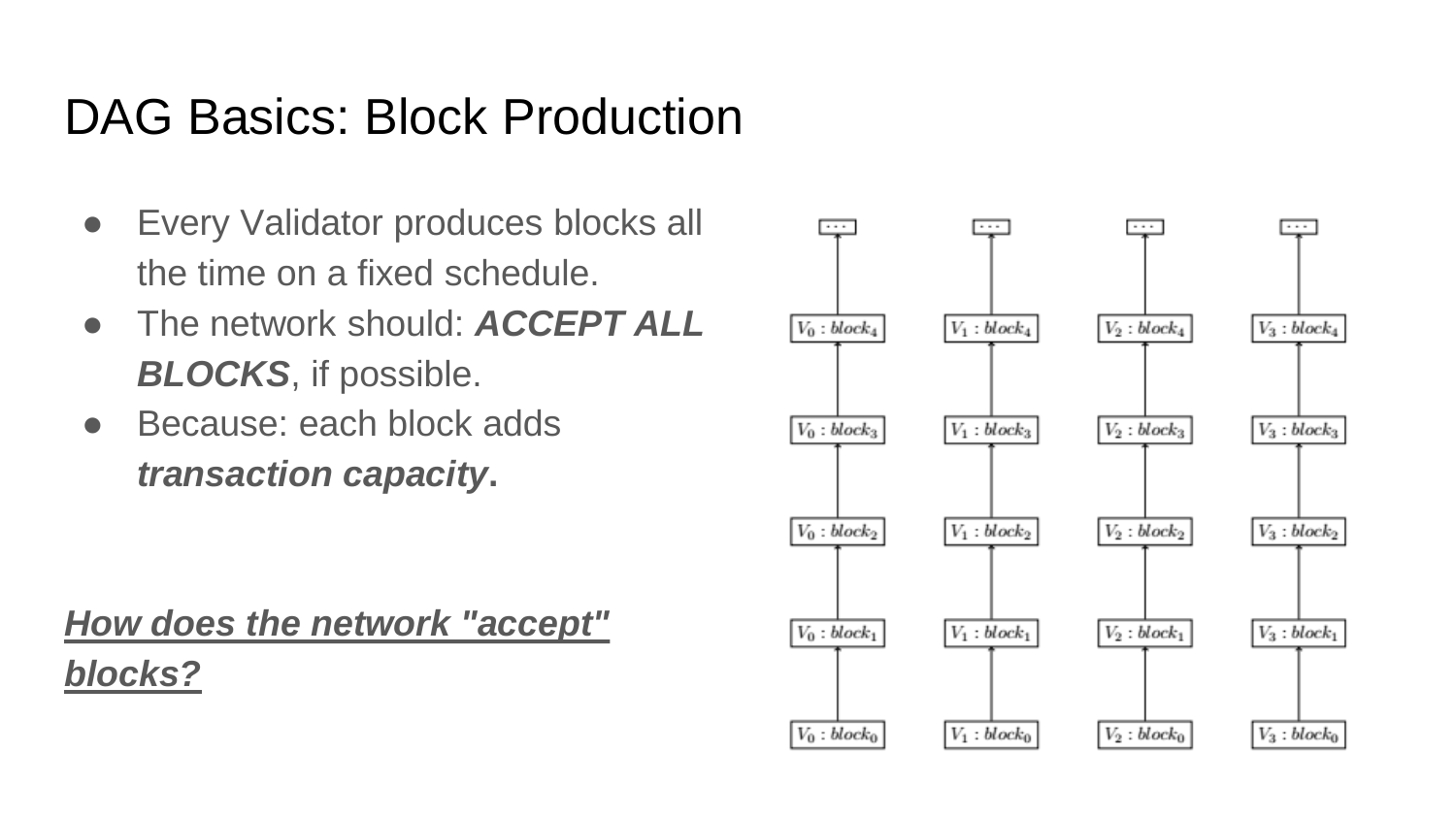# DAG Basics: Block Production

- Every Validator produces blocks all the time on a fixed schedule.
- The network should: ***ACCEPT ALL BLOCKS***, if possible.
- Because: each block adds ***transaction capacity*****.**

***How does the network "accept" blocks?***

| $V_0 : block_4$ | $V_1 : block_4$ | $V_2 : block_4$ | $V_3 : block_4$ |
|---|---|---|---|
| $V_0 : block_3$ | $V_1 : block_3$ | $V_2 : block_3$ | $V_3 : block_3$ |
| $V_0 : block_2$ | $V_1 : block_2$ | $V_2 : block_2$ | $V_3 : block_2$ |
| $V_0 : block_1$ | $V_1 : block_1$ | $V_2 : block_1$ | $V_3 : block_1$ |
| $V_0 : block_0$ | $V_1 : block_0$ | $V_2 : block_0$ | $V_3 : block_0$ |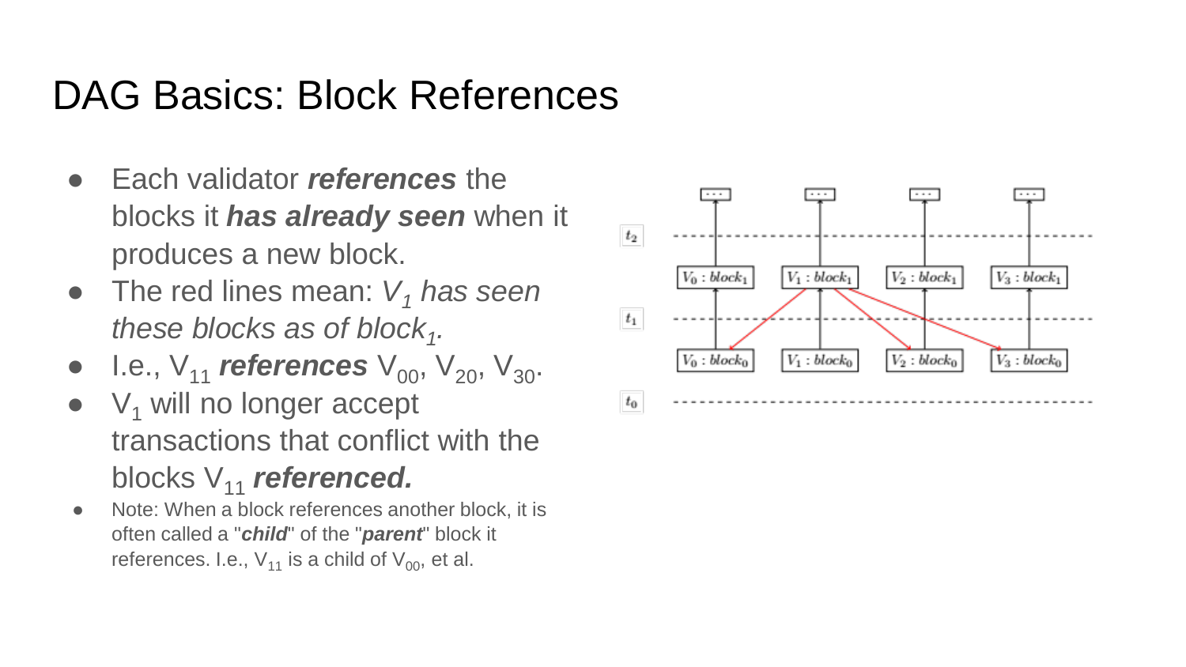# DAG Basics: Block References

- Each validator ***references*** the blocks it ***has already seen*** when it produces a new block.
- The red lines mean: *$V_1$ has seen these blocks as of $block_1$.*
- I.e., $V_{11}$ ***references*** $V_{00}$, $V_{20}$, $V_{30}$.
- $V_1$ will no longer accept transactions that conflict with the blocks $V_{11}$ ***referenced.***
- Note: When a block references another block, it is often called a "***child***" of the "***parent***" block it references. I.e., $V_{11}$ is a child of $V_{00}$, et al.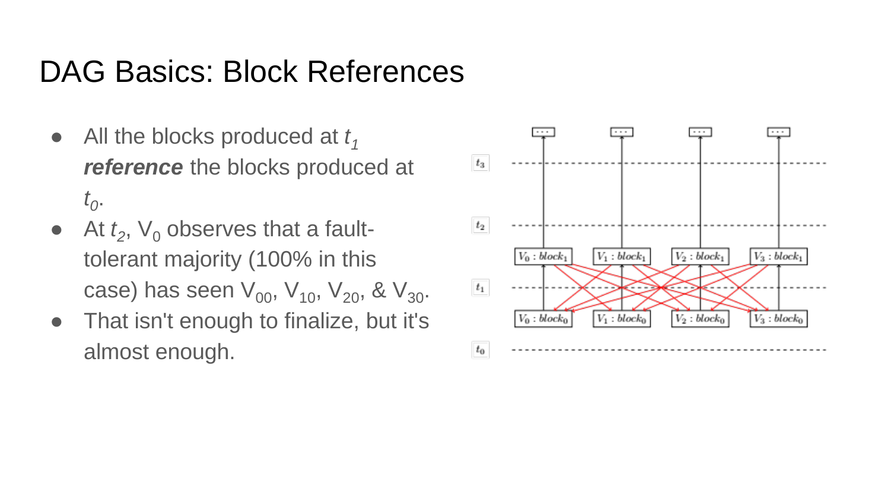# DAG Basics: Block References

- All the blocks produced at $t_1$ ***reference*** the blocks produced at $t_0$.
- At $t_2$, $V_0$ observes that a fault-tolerant majority (100% in this case) has seen $V_{00}$, $V_{10}$, $V_{20}$, & $V_{30}$.
- That isn't enough to finalize, but it's almost enough.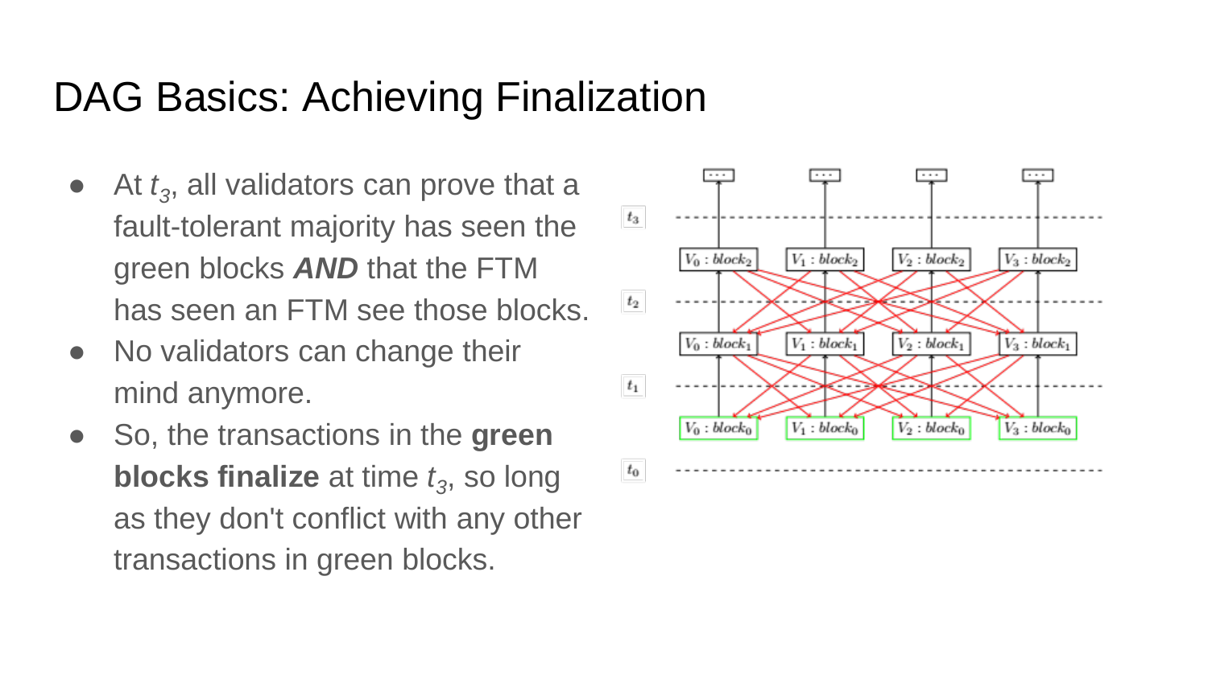# DAG Basics: Achieving Finalization

- At $t_3$, all validators can prove that a fault-tolerant majority has seen the green blocks ***AND*** that the FTM has seen an FTM see those blocks.
- No validators can change their mind anymore.
- So, the transactions in the **green blocks finalize** at time $t_3$, so long as they don't conflict with any other transactions in green blocks.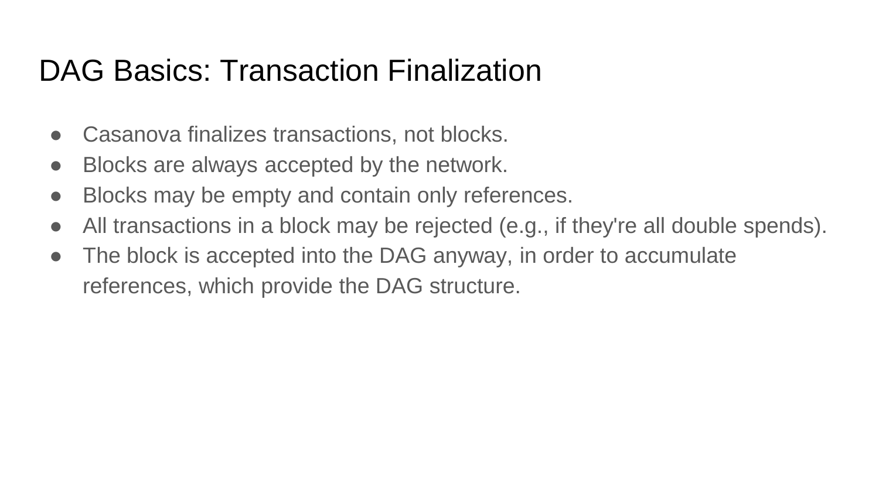# DAG Basics: Transaction Finalization

- Casanova finalizes transactions, not blocks.
- Blocks are always accepted by the network.
- Blocks may be empty and contain only references.
- All transactions in a block may be rejected (e.g., if they're all double spends).
- The block is accepted into the DAG anyway, in order to accumulate references, which provide the DAG structure.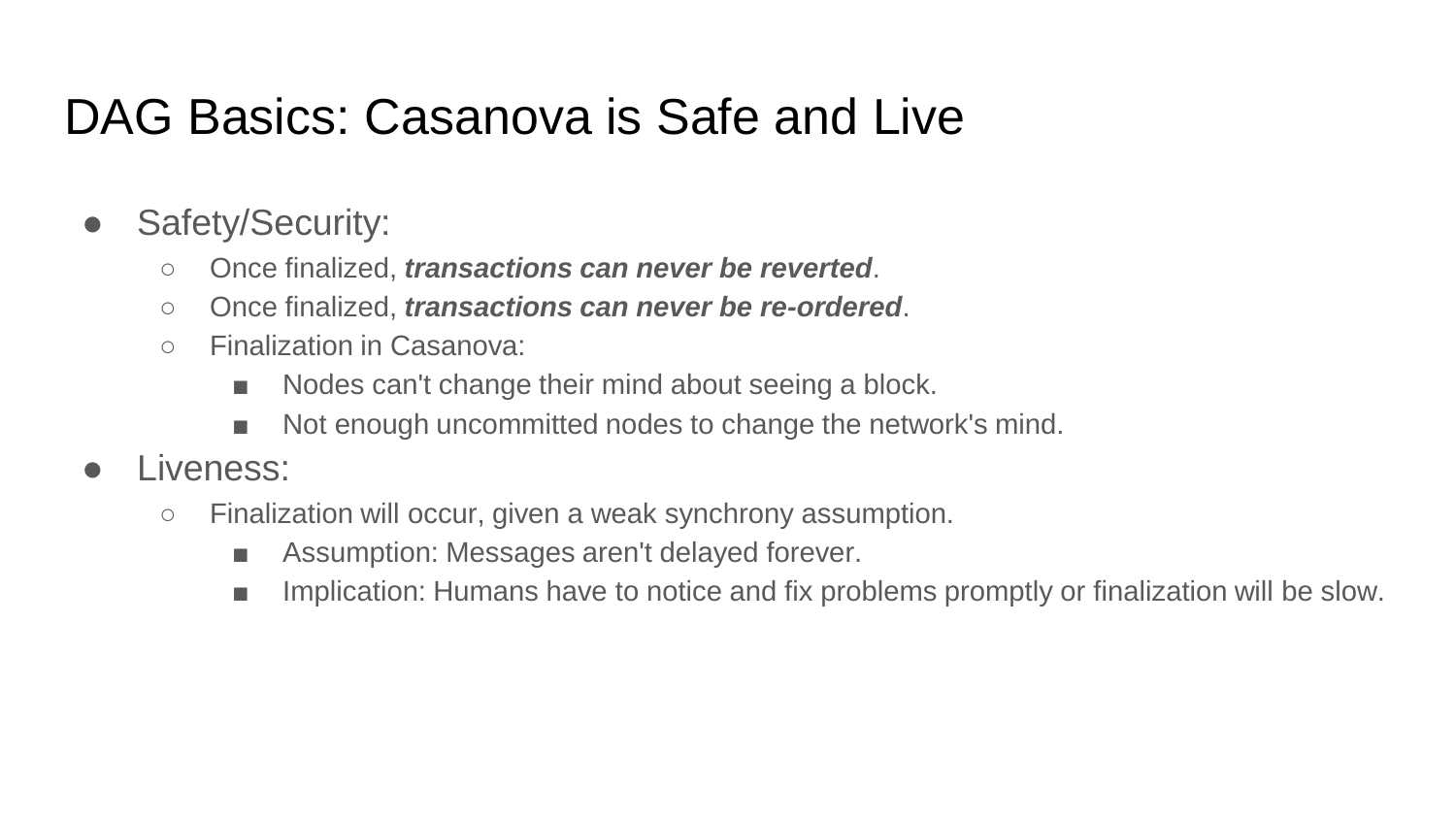# DAG Basics: Casanova is Safe and Live

- Safety/Security:
  - Once finalized, ***transactions can never be reverted***.
  - Once finalized, ***transactions can never be re-ordered***.
  - Finalization in Casanova:
    - Nodes can't change their mind about seeing a block.
    - Not enough uncommitted nodes to change the network's mind.
- Liveness:
  - Finalization will occur, given a weak synchrony assumption.
    - Assumption: Messages aren't delayed forever.
    - Implication: Humans have to notice and fix problems promptly or finalization will be slow.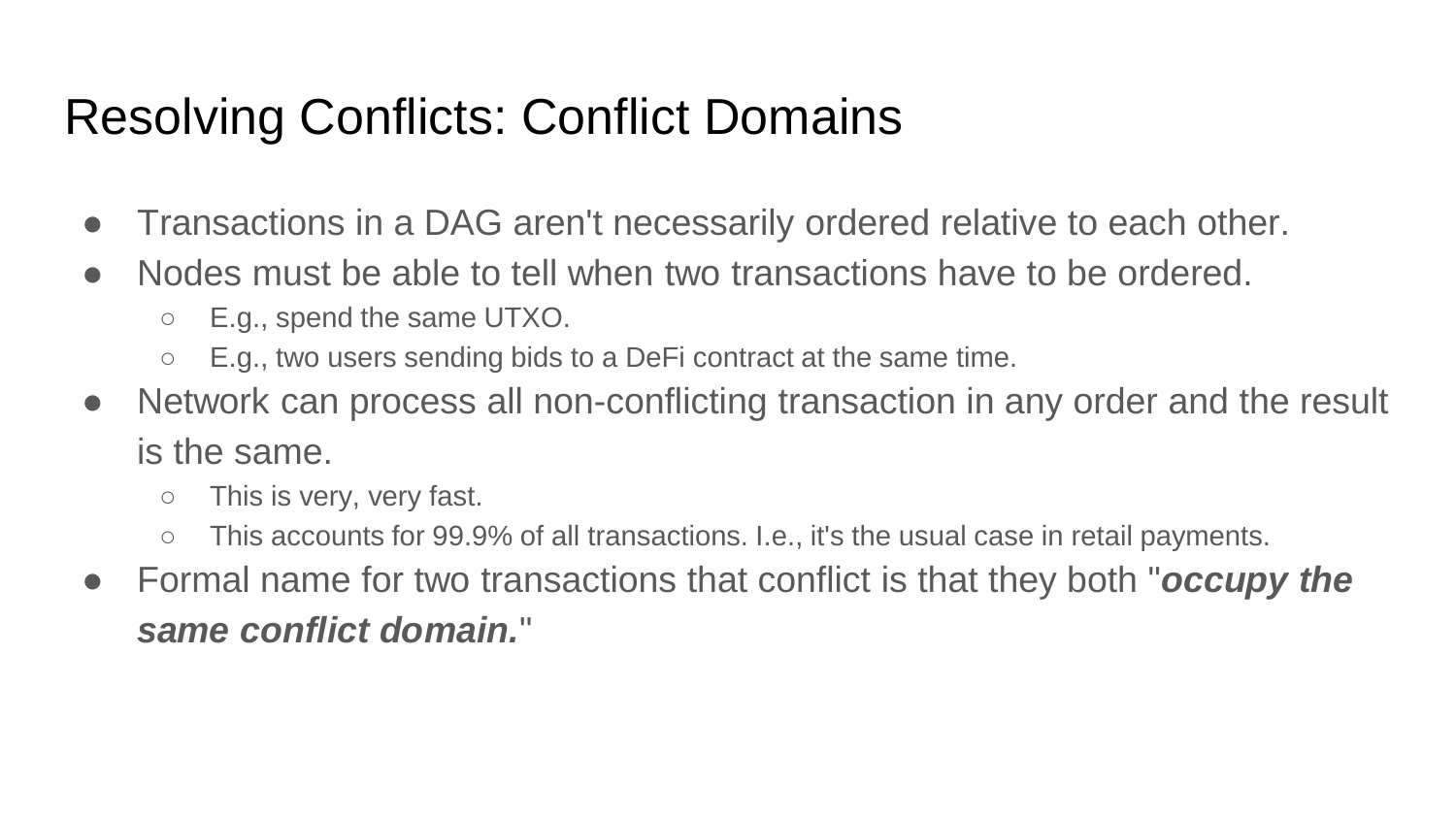# Resolving Conflicts: Conflict Domains

- Transactions in a DAG aren't necessarily ordered relative to each other.
- Nodes must be able to tell when two transactions have to be ordered.
  - E.g., spend the same UTXO.
  - E.g., two users sending bids to a DeFi contract at the same time.
- Network can process all non-conflicting transaction in any order and the result is the same.
  - This is very, very fast.
  - This accounts for 99.9% of all transactions. I.e., it's the usual case in retail payments.
- Formal name for two transactions that conflict is that they both "***occupy the same conflict domain.***"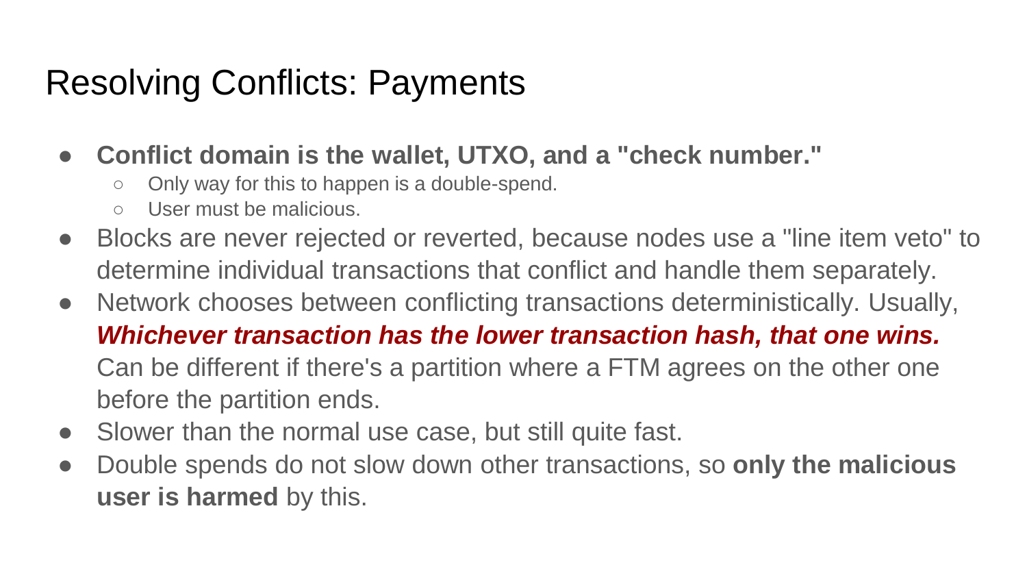# Resolving Conflicts: Payments

- **Conflict domain is the wallet, UTXO, and a "check number."**
  - Only way for this to happen is a double-spend.
  - User must be malicious.
- Blocks are never rejected or reverted, because nodes use a "line item veto" to determine individual transactions that conflict and handle them separately.
- Network chooses between conflicting transactions deterministically. Usually, ***Whichever transaction has the lower transaction hash, that one wins.*** Can be different if there's a partition where a FTM agrees on the other one before the partition ends.
- Slower than the normal use case, but still quite fast.
- Double spends do not slow down other transactions, so **only the malicious user is harmed** by this.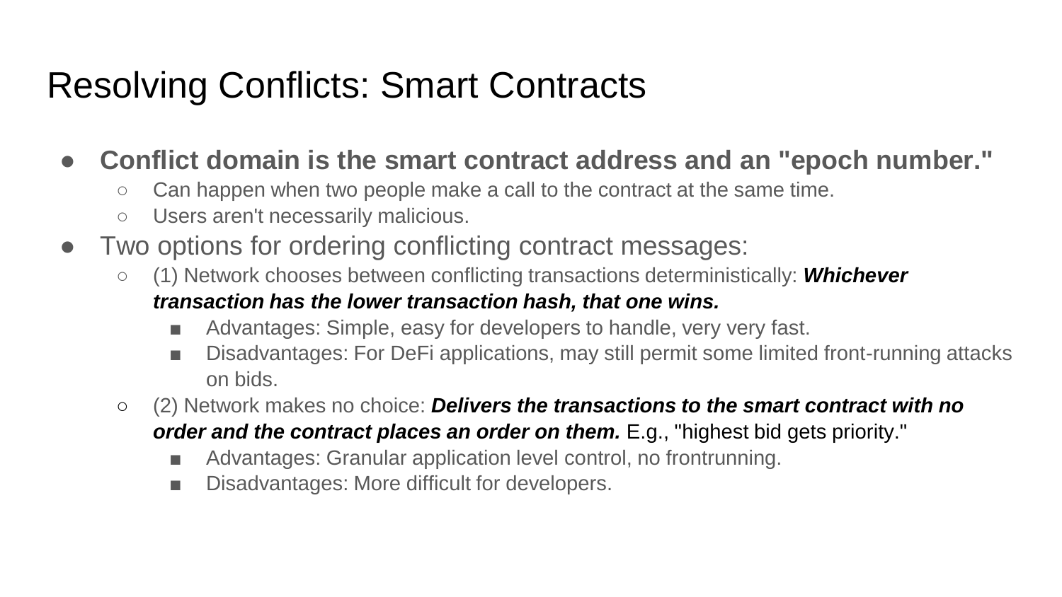# Resolving Conflicts: Smart Contracts

- **Conflict domain is the smart contract address and an "epoch number."**
  - Can happen when two people make a call to the contract at the same time.
  - Users aren't necessarily malicious.
- Two options for ordering conflicting contract messages:
  - (1) Network chooses between conflicting transactions deterministically: ***Whichever transaction has the lower transaction hash, that one wins.***
    - Advantages: Simple, easy for developers to handle, very very fast.
    - Disadvantages: For DeFi applications, may still permit some limited front-running attacks on bids.
  - (2) Network makes no choice: ***Delivers the transactions to the smart contract with no order and the contract places an order on them.*** E.g., "highest bid gets priority."
    - Advantages: Granular application level control, no frontrunning.
    - Disadvantages: More difficult for developers.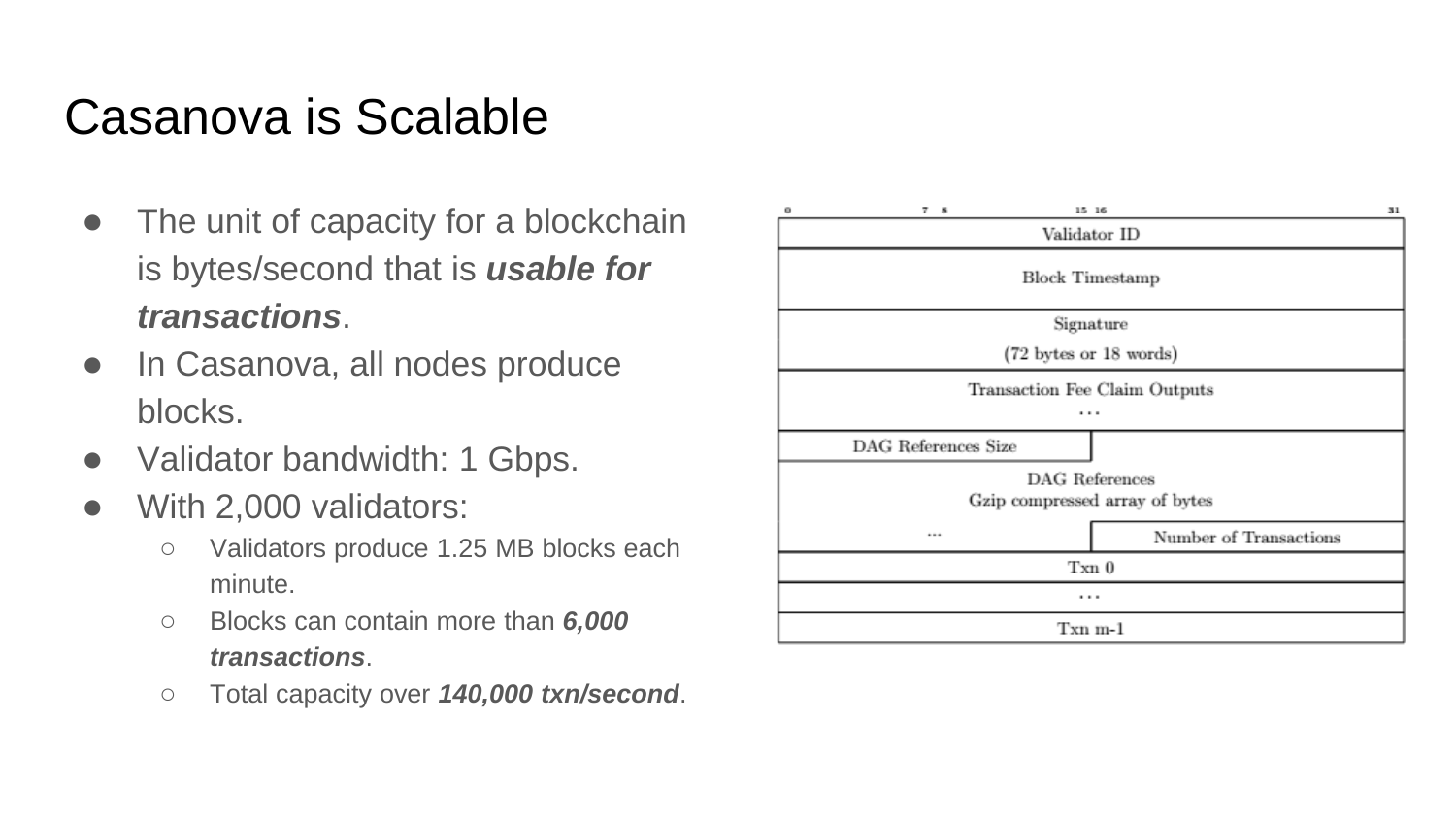# Casanova is Scalable

- The unit of capacity for a blockchain is bytes/second that is ***usable for transactions***.
- In Casanova, all nodes produce blocks.
- Validator bandwidth: 1 Gbps.
- With 2,000 validators:
  - Validators produce 1.25 MB blocks each minute.
  - Blocks can contain more than ***6,000 transactions***.
  - Total capacity over ***140,000 txn/second***.

| 0–31 |
| --- |
| Validator ID |
| Block Timestamp |
| Signature (72 bytes or 18 words) |
| Transaction Fee Claim Outputs … |
| DAG References Size |
| DAG References Gzip compressed array of bytes … |
| Number of Transactions |
| Txn 0 |
| … |
| Txn m-1 |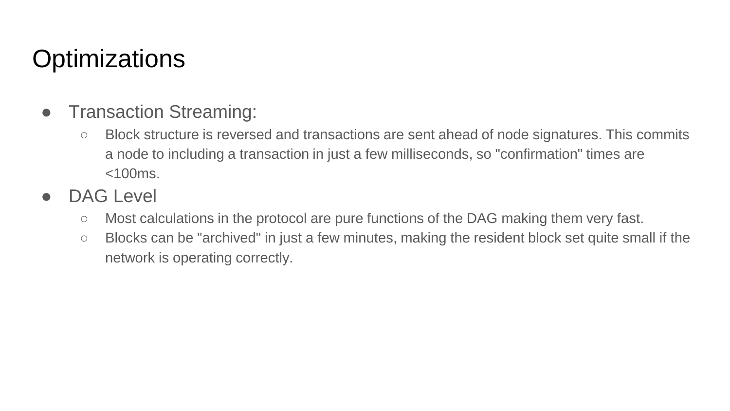# Optimizations

- Transaction Streaming:
  - Block structure is reversed and transactions are sent ahead of node signatures. This commits a node to including a transaction in just a few milliseconds, so "confirmation" times are <100ms.
- DAG Level
  - Most calculations in the protocol are pure functions of the DAG making them very fast.
  - Blocks can be "archived" in just a few minutes, making the resident block set quite small if the network is operating correctly.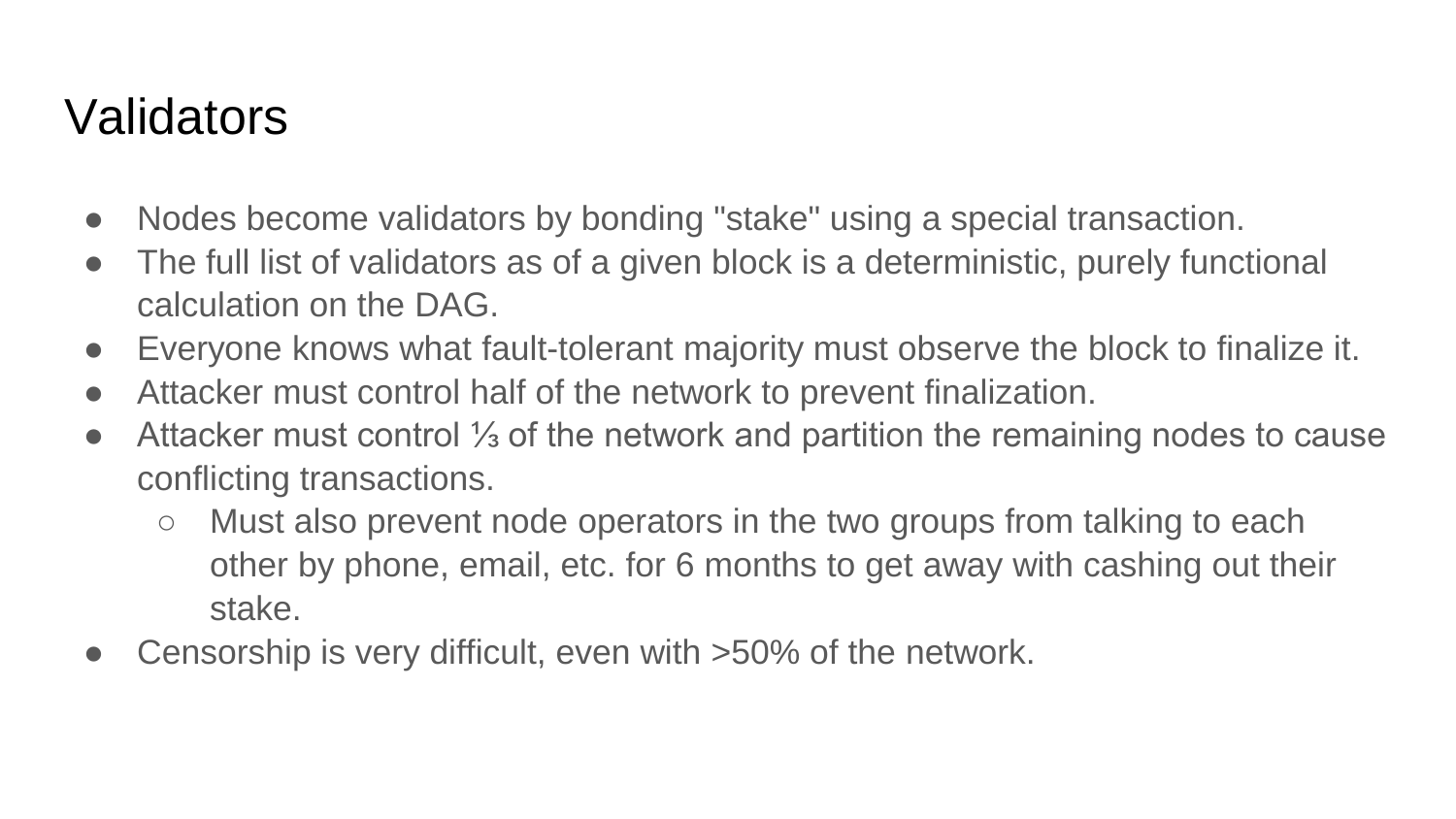# Validators

- Nodes become validators by bonding "stake" using a special transaction.
- The full list of validators as of a given block is a deterministic, purely functional calculation on the DAG.
- Everyone knows what fault-tolerant majority must observe the block to finalize it.
- Attacker must control half of the network to prevent finalization.
- Attacker must control ⅓ of the network and partition the remaining nodes to cause conflicting transactions.
  - Must also prevent node operators in the two groups from talking to each other by phone, email, etc. for 6 months to get away with cashing out their stake.
- Censorship is very difficult, even with >50% of the network.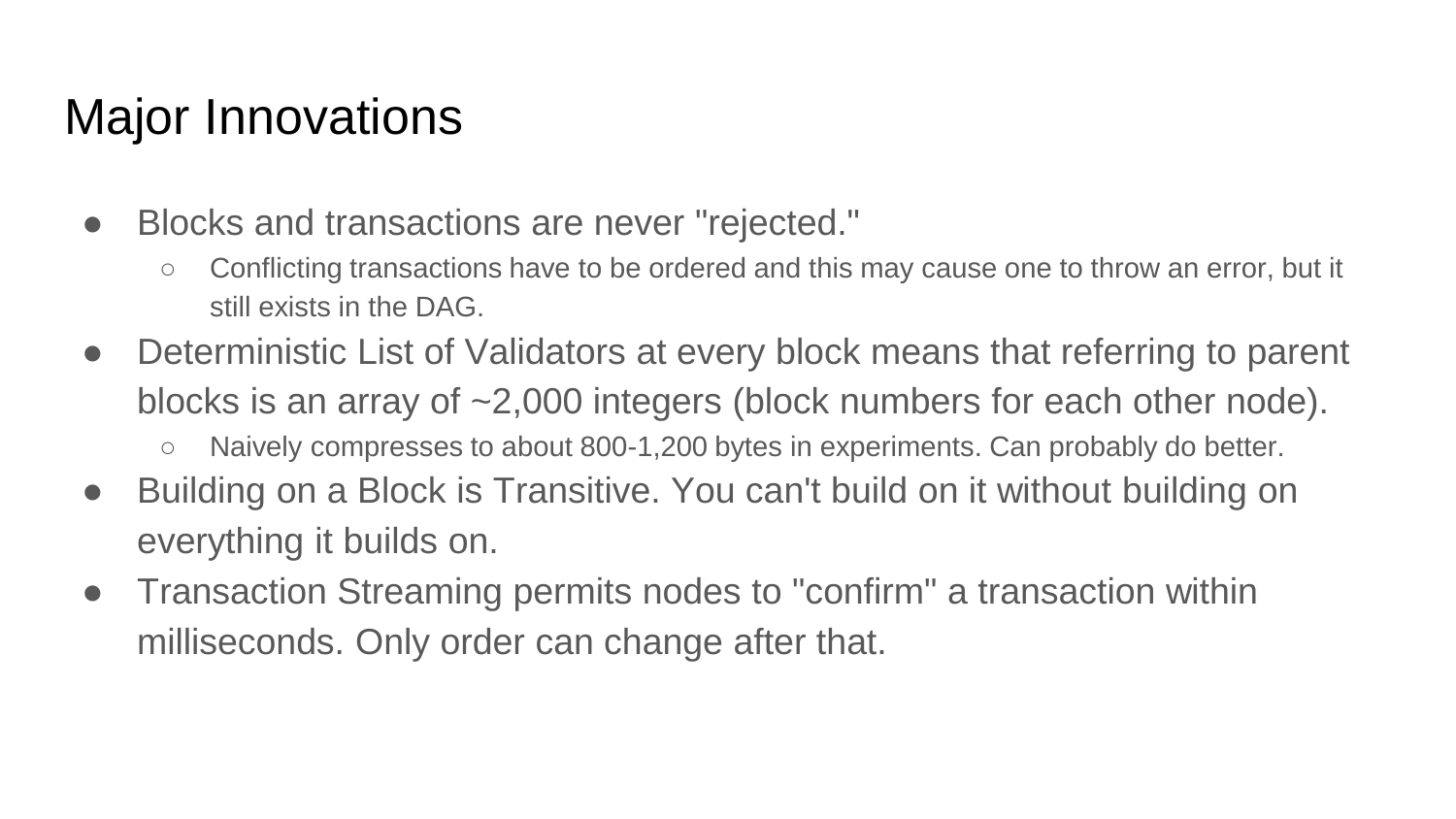# Major Innovations

- Blocks and transactions are never "rejected."
  - Conflicting transactions have to be ordered and this may cause one to throw an error, but it still exists in the DAG.
- Deterministic List of Validators at every block means that referring to parent blocks is an array of ~2,000 integers (block numbers for each other node).
  - Naively compresses to about 800-1,200 bytes in experiments. Can probably do better.
- Building on a Block is Transitive. You can't build on it without building on everything it builds on.
- Transaction Streaming permits nodes to "confirm" a transaction within milliseconds. Only order can change after that.